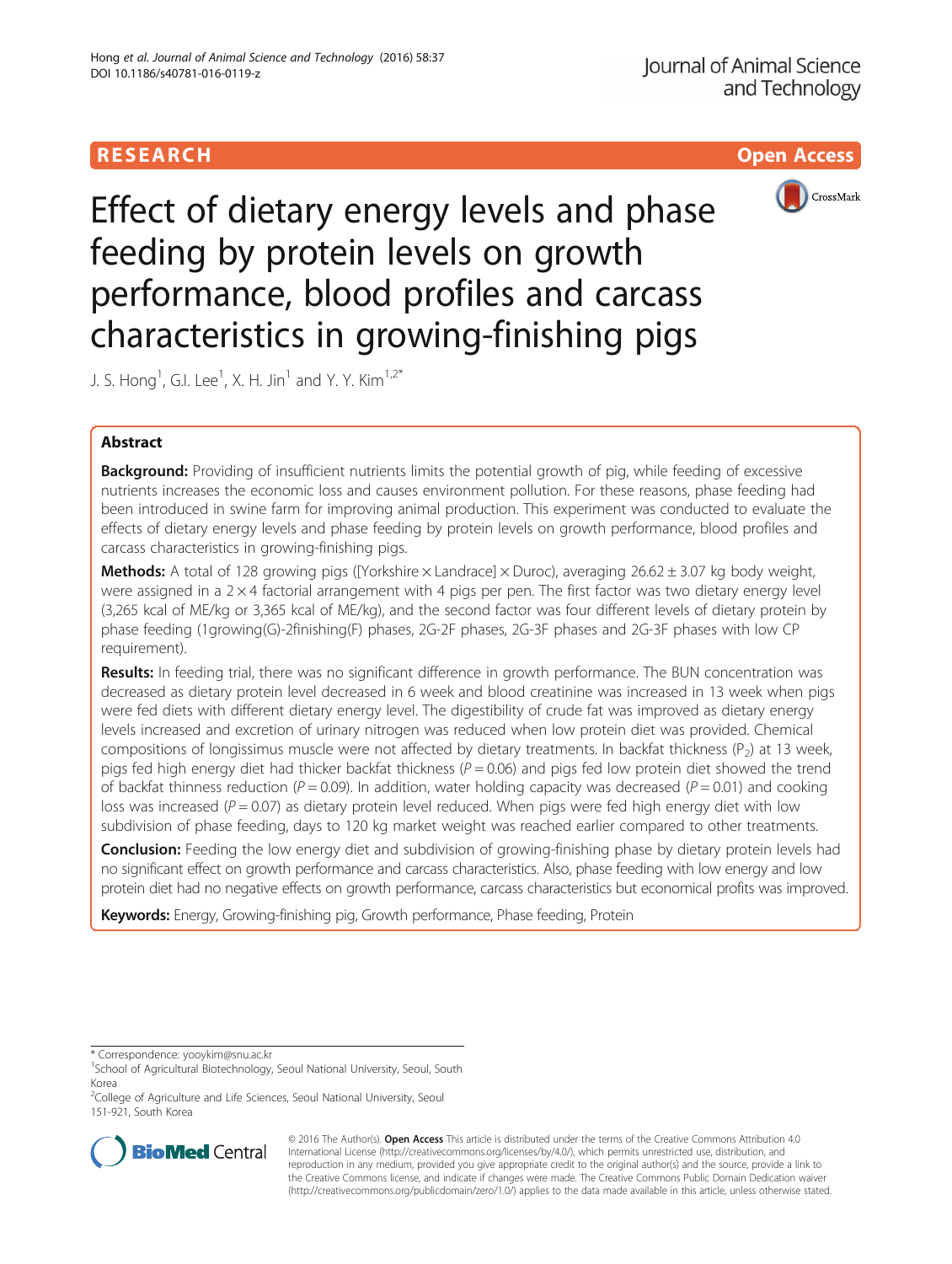RESEARCH Open Access

# Effect of dietary energy levels and phase feeding by protein levels on growth performance, blood profiles and carcass characteristics in growing-finishing pigs

J. S. Hong[1], G.I. Lee[1], X. H. Jin[1] and Y. Y. Kim[1,2*]

## Abstract

**Background:** Providing of insufficient nutrients limits the potential growth of pig, while feeding of excessive nutrients increases the economic loss and causes environment pollution. For these reasons, phase feeding had been introduced in swine farm for improving animal production. This experiment was conducted to evaluate the effects of dietary energy levels and phase feeding by protein levels on growth performance, blood profiles and carcass characteristics in growing-finishing pigs.

**Methods:** A total of 128 growing pigs ([Yorkshire × Landrace] × Duroc), averaging 26.62 ± 3.07 kg body weight, were assigned in a 2 × 4 factorial arrangement with 4 pigs per pen. The first factor was two dietary energy level (3,265 kcal of ME/kg or 3,365 kcal of ME/kg), and the second factor was four different levels of dietary protein by phase feeding (1growing(G)-2finishing(F) phases, 2G-2F phases, 2G-3F phases and 2G-3F phases with low CP requirement).

**Results:** In feeding trial, there was no significant difference in growth performance. The BUN concentration was decreased as dietary protein level decreased in 6 week and blood creatinine was increased in 13 week when pigs were fed diets with different dietary energy level. The digestibility of crude fat was improved as dietary energy levels increased and excretion of urinary nitrogen was reduced when low protein diet was provided. Chemical compositions of longissimus muscle were not affected by dietary treatments. In backfat thickness ($P_2$) at 13 week, pigs fed high energy diet had thicker backfat thickness ($P = 0.06$) and pigs fed low protein diet showed the trend of backfat thinness reduction ($P = 0.09$). In addition, water holding capacity was decreased ($P = 0.01$) and cooking loss was increased ($P = 0.07$) as dietary protein level reduced. When pigs were fed high energy diet with low subdivision of phase feeding, days to 120 kg market weight was reached earlier compared to other treatments.

**Conclusion:** Feeding the low energy diet and subdivision of growing-finishing phase by dietary protein levels had no significant effect on growth performance and carcass characteristics. Also, phase feeding with low energy and low protein diet had no negative effects on growth performance, carcass characteristics but economical profits was improved.

**Keywords:** Energy, Growing-finishing pig, Growth performance, Phase feeding, Protein

---

\* Correspondence: yooykim@snu.ac.kr
[1]School of Agricultural Biotechnology, Seoul National University, Seoul, South Korea
[2]College of Agriculture and Life Sciences, Seoul National University, Seoul 151-921, South Korea

© 2016 The Author(s). **Open Access** This article is distributed under the terms of the Creative Commons Attribution 4.0 International License (http://creativecommons.org/licenses/by/4.0/), which permits unrestricted use, distribution, and reproduction in any medium, provided you give appropriate credit to the original author(s) and the source, provide a link to the Creative Commons license, and indicate if changes were made. The Creative Commons Public Domain Dedication waiver (http://creativecommons.org/publicdomain/zero/1.0/) applies to the data made available in this article, unless otherwise stated.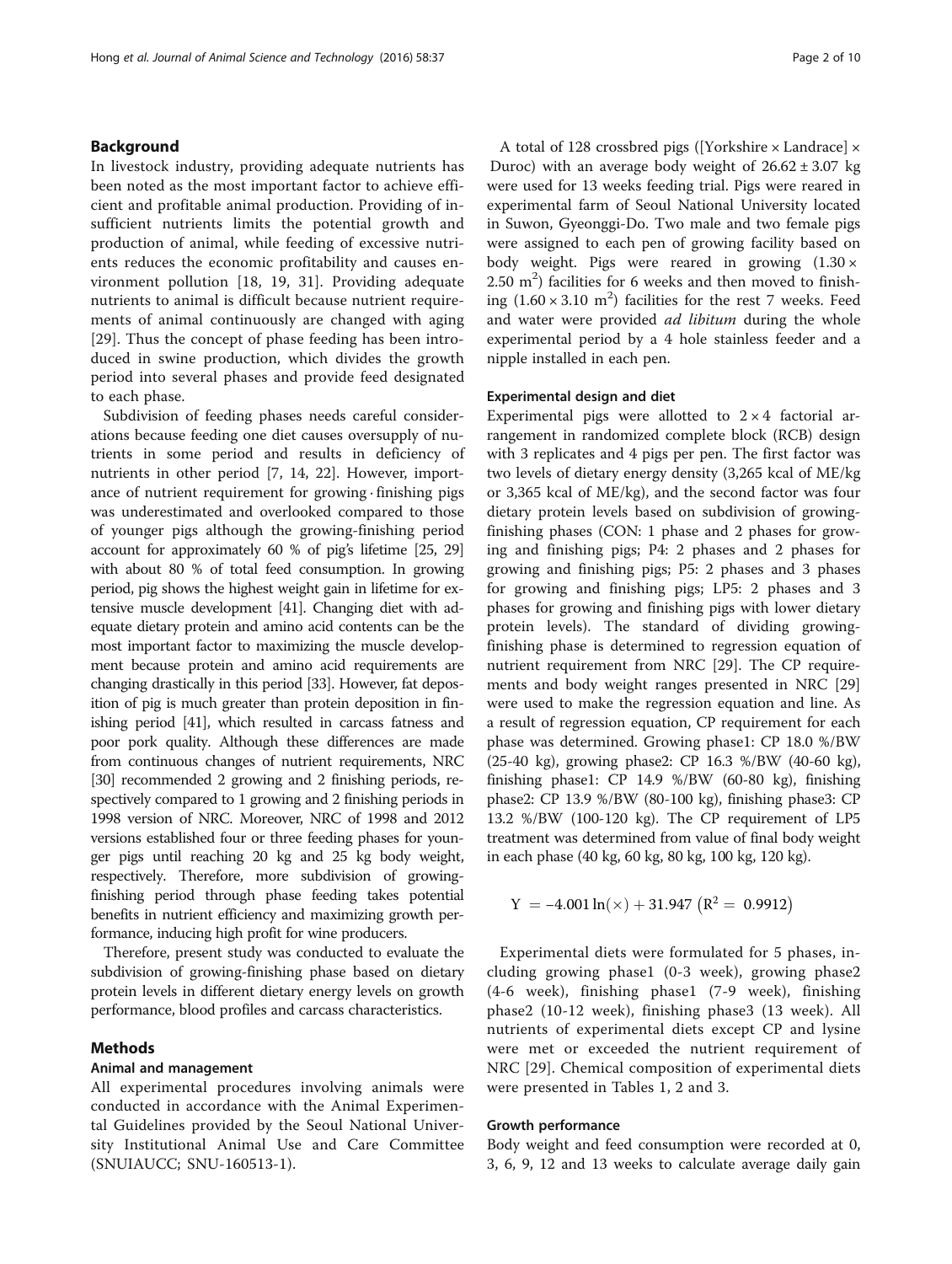## Background

In livestock industry, providing adequate nutrients has been noted as the most important factor to achieve efficient and profitable animal production. Providing of insufficient nutrients limits the potential growth and production of animal, while feeding of excessive nutrients reduces the economic profitability and causes environment pollution [18, 19, 31]. Providing adequate nutrients to animal is difficult because nutrient requirements of animal continuously are changed with aging [29]. Thus the concept of phase feeding has been introduced in swine production, which divides the growth period into several phases and provide feed designated to each phase.

Subdivision of feeding phases needs careful considerations because feeding one diet causes oversupply of nutrients in some period and results in deficiency of nutrients in other period [7, 14, 22]. However, importance of nutrient requirement for growing · finishing pigs was underestimated and overlooked compared to those of younger pigs although the growing-finishing period account for approximately 60 % of pig's lifetime [25, 29] with about 80 % of total feed consumption. In growing period, pig shows the highest weight gain in lifetime for extensive muscle development [41]. Changing diet with adequate dietary protein and amino acid contents can be the most important factor to maximizing the muscle development because protein and amino acid requirements are changing drastically in this period [33]. However, fat deposition of pig is much greater than protein deposition in finishing period [41], which resulted in carcass fatness and poor pork quality. Although these differences are made from continuous changes of nutrient requirements, NRC [30] recommended 2 growing and 2 finishing periods, respectively compared to 1 growing and 2 finishing periods in 1998 version of NRC. Moreover, NRC of 1998 and 2012 versions established four or three feeding phases for younger pigs until reaching 20 kg and 25 kg body weight, respectively. Therefore, more subdivision of growing-finishing period through phase feeding takes potential benefits in nutrient efficiency and maximizing growth performance, inducing high profit for wine producers.

Therefore, present study was conducted to evaluate the subdivision of growing-finishing phase based on dietary protein levels in different dietary energy levels on growth performance, blood profiles and carcass characteristics.

## Methods

### Animal and management

All experimental procedures involving animals were conducted in accordance with the Animal Experimental Guidelines provided by the Seoul National University Institutional Animal Use and Care Committee (SNUIAUCC; SNU-160513-1).

A total of 128 crossbred pigs ([Yorkshire × Landrace] × Duroc) with an average body weight of 26.62 ± 3.07 kg were used for 13 weeks feeding trial. Pigs were reared in experimental farm of Seoul National University located in Suwon, Gyeonggi-Do. Two male and two female pigs were assigned to each pen of growing facility based on body weight. Pigs were reared in growing ($1.30 \times 2.50$ $m^2$) facilities for 6 weeks and then moved to finishing ($1.60 \times 3.10$ $m^2$) facilities for the rest 7 weeks. Feed and water were provided *ad libitum* during the whole experimental period by a 4 hole stainless feeder and a nipple installed in each pen.

### Experimental design and diet

Experimental pigs were allotted to 2 × 4 factorial arrangement in randomized complete block (RCB) design with 3 replicates and 4 pigs per pen. The first factor was two levels of dietary energy density (3,265 kcal of ME/kg or 3,365 kcal of ME/kg), and the second factor was four dietary protein levels based on subdivision of growing-finishing phases (CON: 1 phase and 2 phases for growing and finishing pigs; P4: 2 phases and 2 phases for growing and finishing pigs; P5: 2 phases and 3 phases for growing and finishing pigs; LP5: 2 phases and 3 phases for growing and finishing pigs with lower dietary protein levels). The standard of dividing growing-finishing phase is determined to regression equation of nutrient requirement from NRC [29]. The CP requirements and body weight ranges presented in NRC [29] were used to make the regression equation and line. As a result of regression equation, CP requirement for each phase was determined. Growing phase1: CP 18.0 %/BW (25-40 kg), growing phase2: CP 16.3 %/BW (40-60 kg), finishing phase1: CP 14.9 %/BW (60-80 kg), finishing phase2: CP 13.9 %/BW (80-100 kg), finishing phase3: CP 13.2 %/BW (100-120 kg). The CP requirement of LP5 treatment was determined from value of final body weight in each phase (40 kg, 60 kg, 80 kg, 100 kg, 120 kg).

$$Y = -4.001 \ln(\times) + 31.947 \ (R^2 = 0.9912)$$

Experimental diets were formulated for 5 phases, including growing phase1 (0-3 week), growing phase2 (4-6 week), finishing phase1 (7-9 week), finishing phase2 (10-12 week), finishing phase3 (13 week). All nutrients of experimental diets except CP and lysine were met or exceeded the nutrient requirement of NRC [29]. Chemical composition of experimental diets were presented in Tables 1, 2 and 3.

### Growth performance

Body weight and feed consumption were recorded at 0, 3, 6, 9, 12 and 13 weeks to calculate average daily gain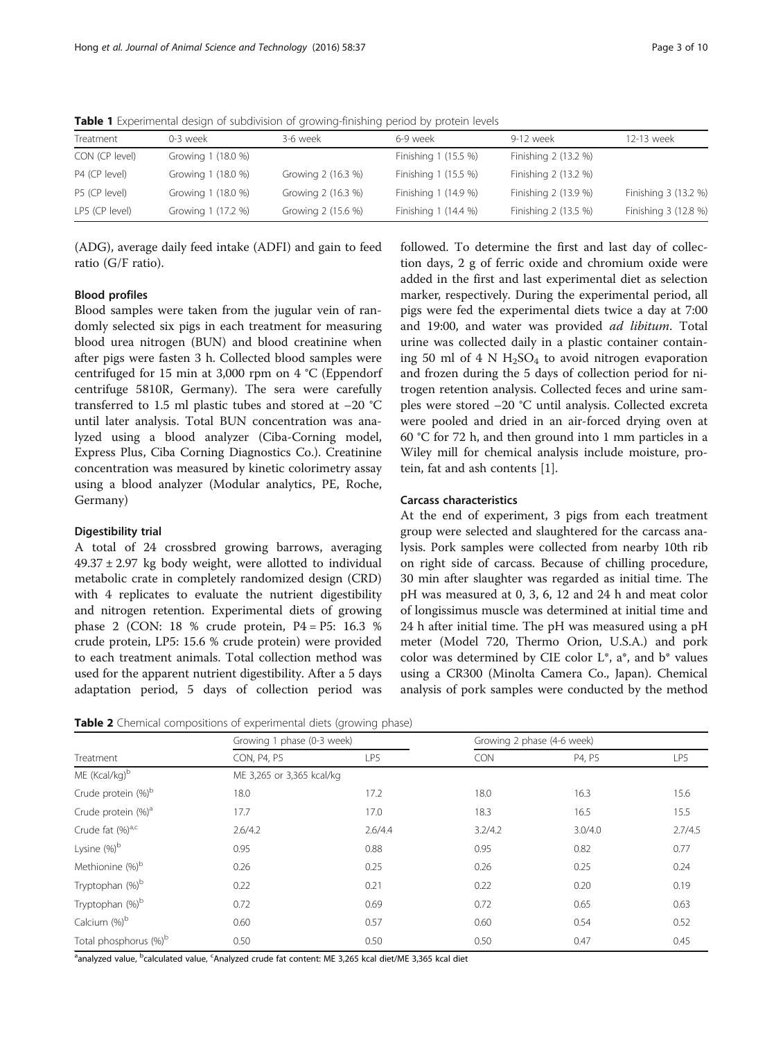**Table 1** Experimental design of subdivision of growing-finishing period by protein levels

| Treatment | 0-3 week | 3-6 week | 6-9 week | 9-12 week | 12-13 week |
|---|---|---|---|---|---|
| CON (CP level) | Growing 1 (18.0 %) | | Finishing 1 (15.5 %) | Finishing 2 (13.2 %) | |
| P4 (CP level) | Growing 1 (18.0 %) | Growing 2 (16.3 %) | Finishing 1 (15.5 %) | Finishing 2 (13.2 %) | |
| P5 (CP level) | Growing 1 (18.0 %) | Growing 2 (16.3 %) | Finishing 1 (14.9 %) | Finishing 2 (13.9 %) | Finishing 3 (13.2 %) |
| LP5 (CP level) | Growing 1 (17.2 %) | Growing 2 (15.6 %) | Finishing 1 (14.4 %) | Finishing 2 (13.5 %) | Finishing 3 (12.8 %) |

(ADG), average daily feed intake (ADFI) and gain to feed ratio (G/F ratio).

### Blood profiles

Blood samples were taken from the jugular vein of randomly selected six pigs in each treatment for measuring blood urea nitrogen (BUN) and blood creatinine when after pigs were fasten 3 h. Collected blood samples were centrifuged for 15 min at 3,000 rpm on 4 °C (Eppendorf centrifuge 5810R, Germany). The sera were carefully transferred to 1.5 ml plastic tubes and stored at −20 °C until later analysis. Total BUN concentration was analyzed using a blood analyzer (Ciba-Corning model, Express Plus, Ciba Corning Diagnostics Co.). Creatinine concentration was measured by kinetic colorimetry assay using a blood analyzer (Modular analytics, PE, Roche, Germany)

### Digestibility trial

A total of 24 crossbred growing barrows, averaging 49.37 ± 2.97 kg body weight, were allotted to individual metabolic crate in completely randomized design (CRD) with 4 replicates to evaluate the nutrient digestibility and nitrogen retention. Experimental diets of growing phase 2 (CON: 18 % crude protein, P4 = P5: 16.3 % crude protein, LP5: 15.6 % crude protein) were provided to each treatment animals. Total collection method was used for the apparent nutrient digestibility. After a 5 days adaptation period, 5 days of collection period was followed. To determine the first and last day of collection days, 2 g of ferric oxide and chromium oxide were added in the first and last experimental diet as selection marker, respectively. During the experimental period, all pigs were fed the experimental diets twice a day at 7:00 and 19:00, and water was provided *ad libitum*. Total urine was collected daily in a plastic container containing 50 ml of 4 N $H_2SO_4$ to avoid nitrogen evaporation and frozen during the 5 days of collection period for nitrogen retention analysis. Collected feces and urine samples were stored −20 °C until analysis. Collected excreta were pooled and dried in an air-forced drying oven at 60 °C for 72 h, and then ground into 1 mm particles in a Wiley mill for chemical analysis include moisture, protein, fat and ash contents [1].

### Carcass characteristics

At the end of experiment, 3 pigs from each treatment group were selected and slaughtered for the carcass analysis. Pork samples were collected from nearby 10th rib on right side of carcass. Because of chilling procedure, 30 min after slaughter was regarded as initial time. The pH was measured at 0, 3, 6, 12 and 24 h and meat color of longissimus muscle was determined at initial time and 24 h after initial time. The pH was measured using a pH meter (Model 720, Thermo Orion, U.S.A.) and pork color was determined by CIE color L*, a*, and b* values using a CR300 (Minolta Camera Co., Japan). Chemical analysis of pork samples were conducted by the method

**Table 2** Chemical compositions of experimental diets (growing phase)

| Treatment | Growing 1 phase (0-3 week) | | Growing 2 phase (4-6 week) | | |
|---|---|---|---|---|---|
| | CON, P4, P5 | LP5 | CON | P4, P5 | LP5 |
| ME (Kcal/kg)[b] | ME 3,265 or 3,365 kcal/kg | | | | |
| Crude protein (%)[b] | 18.0 | 17.2 | 18.0 | 16.3 | 15.6 |
| Crude protein (%)[a] | 17.7 | 17.0 | 18.3 | 16.5 | 15.5 |
| Crude fat (%)[a,c] | 2.6/4.2 | 2.6/4.4 | 3.2/4.2 | 3.0/4.0 | 2.7/4.5 |
| Lysine (%)[b] | 0.95 | 0.88 | 0.95 | 0.82 | 0.77 |
| Methionine (%)[b] | 0.26 | 0.25 | 0.26 | 0.25 | 0.24 |
| Tryptophan (%)[b] | 0.22 | 0.21 | 0.22 | 0.20 | 0.19 |
| Tryptophan (%)[b] | 0.72 | 0.69 | 0.72 | 0.65 | 0.63 |
| Calcium (%)[b] | 0.60 | 0.57 | 0.60 | 0.54 | 0.52 |
| Total phosphorus (%)[b] | 0.50 | 0.50 | 0.50 | 0.47 | 0.45 |

[a]analyzed value, [b]calculated value, [c]Analyzed crude fat content: ME 3,265 kcal diet/ME 3,365 kcal diet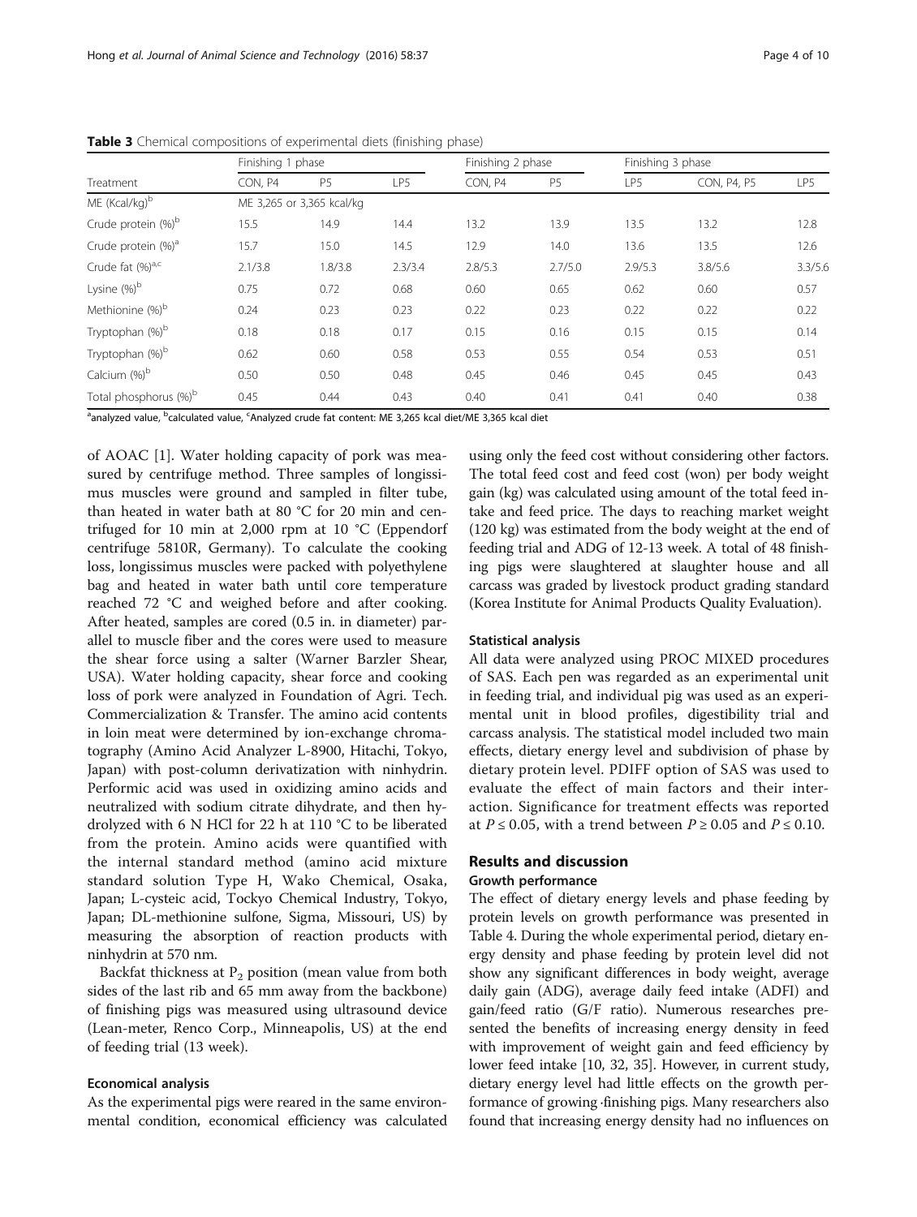**Table 3** Chemical compositions of experimental diets (finishing phase)

| Treatment | Finishing 1 phase | | | Finishing 2 phase | | Finishing 3 phase | | |
|---|---|---|---|---|---|---|---|---|
| | CON, P4 | P5 | LP5 | CON, P4 | P5 | LP5 | CON, P4, P5 | LP5 |
| ME (Kcal/kg)[b] | ME 3,265 or 3,365 kcal/kg | | | | | | | |
| Crude protein (%)[b] | 15.5 | 14.9 | 14.4 | 13.2 | 13.9 | 13.5 | 13.2 | 12.8 |
| Crude protein (%)[a] | 15.7 | 15.0 | 14.5 | 12.9 | 14.0 | 13.6 | 13.5 | 12.6 |
| Crude fat (%)[a,c] | 2.1/3.8 | 1.8/3.8 | 2.3/3.4 | 2.8/5.3 | 2.7/5.0 | 2.9/5.3 | 3.8/5.6 | 3.3/5.6 |
| Lysine (%)[b] | 0.75 | 0.72 | 0.68 | 0.60 | 0.65 | 0.62 | 0.60 | 0.57 |
| Methionine (%)[b] | 0.24 | 0.23 | 0.23 | 0.22 | 0.23 | 0.22 | 0.22 | 0.22 |
| Tryptophan (%)[b] | 0.18 | 0.18 | 0.17 | 0.15 | 0.16 | 0.15 | 0.15 | 0.14 |
| Tryptophan (%)[b] | 0.62 | 0.60 | 0.58 | 0.53 | 0.55 | 0.54 | 0.53 | 0.51 |
| Calcium (%)[b] | 0.50 | 0.50 | 0.48 | 0.45 | 0.46 | 0.45 | 0.45 | 0.43 |
| Total phosphorus (%)[b] | 0.45 | 0.44 | 0.43 | 0.40 | 0.41 | 0.41 | 0.40 | 0.38 |

[a]analyzed value, [b]calculated value, [c]Analyzed crude fat content: ME 3,265 kcal diet/ME 3,365 kcal diet

of AOAC [1]. Water holding capacity of pork was measured by centrifuge method. Three samples of longissimus muscles were ground and sampled in filter tube, than heated in water bath at 80 °C for 20 min and centrifuged for 10 min at 2,000 rpm at 10 °C (Eppendorf centrifuge 5810R, Germany). To calculate the cooking loss, longissimus muscles were packed with polyethylene bag and heated in water bath until core temperature reached 72 °C and weighed before and after cooking. After heated, samples are cored (0.5 in. in diameter) parallel to muscle fiber and the cores were used to measure the shear force using a salter (Warner Barzler Shear, USA). Water holding capacity, shear force and cooking loss of pork were analyzed in Foundation of Agri. Tech. Commercialization & Transfer. The amino acid contents in loin meat were determined by ion-exchange chromatography (Amino Acid Analyzer L-8900, Hitachi, Tokyo, Japan) with post-column derivatization with ninhydrin. Performic acid was used in oxidizing amino acids and neutralized with sodium citrate dihydrate, and then hydrolyzed with 6 N HCl for 22 h at 110 °C to be liberated from the protein. Amino acids were quantified with the internal standard method (amino acid mixture standard solution Type H, Wako Chemical, Osaka, Japan; L-cysteic acid, Tockyo Chemical Industry, Tokyo, Japan; DL-methionine sulfone, Sigma, Missouri, US) by measuring the absorption of reaction products with ninhydrin at 570 nm.

Backfat thickness at $P_2$ position (mean value from both sides of the last rib and 65 mm away from the backbone) of finishing pigs was measured using ultrasound device (Lean-meter, Renco Corp., Minneapolis, US) at the end of feeding trial (13 week).

### Economical analysis

As the experimental pigs were reared in the same environmental condition, economical efficiency was calculated using only the feed cost without considering other factors. The total feed cost and feed cost (won) per body weight gain (kg) was calculated using amount of the total feed intake and feed price. The days to reaching market weight (120 kg) was estimated from the body weight at the end of feeding trial and ADG of 12-13 week. A total of 48 finishing pigs were slaughtered at slaughter house and all carcass was graded by livestock product grading standard (Korea Institute for Animal Products Quality Evaluation).

### Statistical analysis

All data were analyzed using PROC MIXED procedures of SAS. Each pen was regarded as an experimental unit in feeding trial, and individual pig was used as an experimental unit in blood profiles, digestibility trial and carcass analysis. The statistical model included two main effects, dietary energy level and subdivision of phase by dietary protein level. PDIFF option of SAS was used to evaluate the effect of main factors and their interaction. Significance for treatment effects was reported at $P \leq 0.05$, with a trend between $P \geq 0.05$ and $P \leq 0.10$.

## Results and discussion

### Growth performance

The effect of dietary energy levels and phase feeding by protein levels on growth performance was presented in Table 4. During the whole experimental period, dietary energy density and phase feeding by protein level did not show any significant differences in body weight, average daily gain (ADG), average daily feed intake (ADFI) and gain/feed ratio (G/F ratio). Numerous researches presented the benefits of increasing energy density in feed with improvement of weight gain and feed efficiency by lower feed intake [10, 32, 35]. However, in current study, dietary energy level had little effects on the growth performance of growing-finishing pigs. Many researchers also found that increasing energy density had no influences on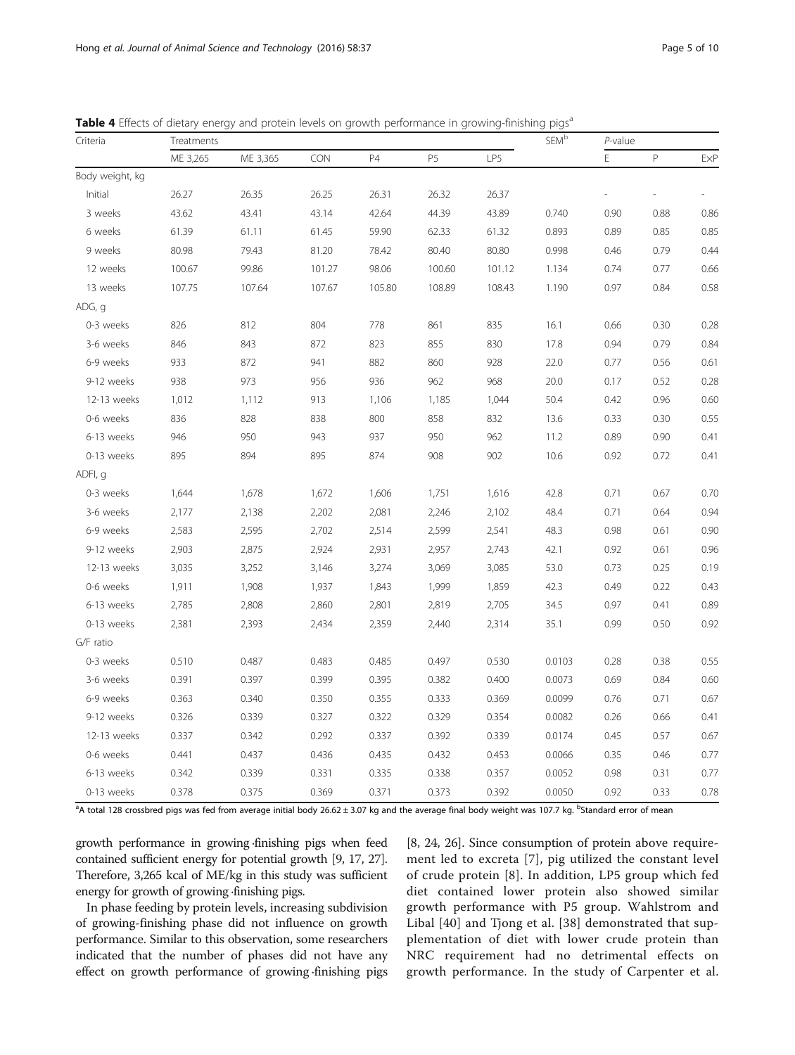**Table 4** Effects of dietary energy and protein levels on growth performance in growing-finishing pigs[a]

| Criteria | Treatments | | | | | | SEM[b] | *P*-value | | |
|---|---|---|---|---|---|---|---|---|---|---|
| | ME 3,265 | ME 3,365 | CON | P4 | P5 | LP5 | | E | P | ExP |
| Body weight, kg | | | | | | | | | | |
| Initial | 26.27 | 26.35 | 26.25 | 26.31 | 26.32 | 26.37 | | - | - | - |
| 3 weeks | 43.62 | 43.41 | 43.14 | 42.64 | 44.39 | 43.89 | 0.740 | 0.90 | 0.88 | 0.86 |
| 6 weeks | 61.39 | 61.11 | 61.45 | 59.90 | 62.33 | 61.32 | 0.893 | 0.89 | 0.85 | 0.85 |
| 9 weeks | 80.98 | 79.43 | 81.20 | 78.42 | 80.40 | 80.80 | 0.998 | 0.46 | 0.79 | 0.44 |
| 12 weeks | 100.67 | 99.86 | 101.27 | 98.06 | 100.60 | 101.12 | 1.134 | 0.74 | 0.77 | 0.66 |
| 13 weeks | 107.75 | 107.64 | 107.67 | 105.80 | 108.89 | 108.43 | 1.190 | 0.97 | 0.84 | 0.58 |
| ADG, g | | | | | | | | | | |
| 0-3 weeks | 826 | 812 | 804 | 778 | 861 | 835 | 16.1 | 0.66 | 0.30 | 0.28 |
| 3-6 weeks | 846 | 843 | 872 | 823 | 855 | 830 | 17.8 | 0.94 | 0.79 | 0.84 |
| 6-9 weeks | 933 | 872 | 941 | 882 | 860 | 928 | 22.0 | 0.77 | 0.56 | 0.61 |
| 9-12 weeks | 938 | 973 | 956 | 936 | 962 | 968 | 20.0 | 0.17 | 0.52 | 0.28 |
| 12-13 weeks | 1,012 | 1,112 | 913 | 1,106 | 1,185 | 1,044 | 50.4 | 0.42 | 0.96 | 0.60 |
| 0-6 weeks | 836 | 828 | 838 | 800 | 858 | 832 | 13.6 | 0.33 | 0.30 | 0.55 |
| 6-13 weeks | 946 | 950 | 943 | 937 | 950 | 962 | 11.2 | 0.89 | 0.90 | 0.41 |
| 0-13 weeks | 895 | 894 | 895 | 874 | 908 | 902 | 10.6 | 0.92 | 0.72 | 0.41 |
| ADFI, g | | | | | | | | | | |
| 0-3 weeks | 1,644 | 1,678 | 1,672 | 1,606 | 1,751 | 1,616 | 42.8 | 0.71 | 0.67 | 0.70 |
| 3-6 weeks | 2,177 | 2,138 | 2,202 | 2,081 | 2,246 | 2,102 | 48.4 | 0.71 | 0.64 | 0.94 |
| 6-9 weeks | 2,583 | 2,595 | 2,702 | 2,514 | 2,599 | 2,541 | 48.3 | 0.98 | 0.61 | 0.90 |
| 9-12 weeks | 2,903 | 2,875 | 2,924 | 2,931 | 2,957 | 2,743 | 42.1 | 0.92 | 0.61 | 0.96 |
| 12-13 weeks | 3,035 | 3,252 | 3,146 | 3,274 | 3,069 | 3,085 | 53.0 | 0.73 | 0.25 | 0.19 |
| 0-6 weeks | 1,911 | 1,908 | 1,937 | 1,843 | 1,999 | 1,859 | 42.3 | 0.49 | 0.22 | 0.43 |
| 6-13 weeks | 2,785 | 2,808 | 2,860 | 2,801 | 2,819 | 2,705 | 34.5 | 0.97 | 0.41 | 0.89 |
| 0-13 weeks | 2,381 | 2,393 | 2,434 | 2,359 | 2,440 | 2,314 | 35.1 | 0.99 | 0.50 | 0.92 |
| G/F ratio | | | | | | | | | | |
| 0-3 weeks | 0.510 | 0.487 | 0.483 | 0.485 | 0.497 | 0.530 | 0.0103 | 0.28 | 0.38 | 0.55 |
| 3-6 weeks | 0.391 | 0.397 | 0.399 | 0.395 | 0.382 | 0.400 | 0.0073 | 0.69 | 0.84 | 0.60 |
| 6-9 weeks | 0.363 | 0.340 | 0.350 | 0.355 | 0.333 | 0.369 | 0.0099 | 0.76 | 0.71 | 0.67 |
| 9-12 weeks | 0.326 | 0.339 | 0.327 | 0.322 | 0.329 | 0.354 | 0.0082 | 0.26 | 0.66 | 0.41 |
| 12-13 weeks | 0.337 | 0.342 | 0.292 | 0.337 | 0.392 | 0.339 | 0.0174 | 0.45 | 0.57 | 0.67 |
| 0-6 weeks | 0.441 | 0.437 | 0.436 | 0.435 | 0.432 | 0.453 | 0.0066 | 0.35 | 0.46 | 0.77 |
| 6-13 weeks | 0.342 | 0.339 | 0.331 | 0.335 | 0.338 | 0.357 | 0.0052 | 0.98 | 0.31 | 0.77 |
| 0-13 weeks | 0.378 | 0.375 | 0.369 | 0.371 | 0.373 | 0.392 | 0.0050 | 0.92 | 0.33 | 0.78 |

[a]A total 128 crossbred pigs was fed from average initial body 26.62 ± 3.07 kg and the average final body weight was 107.7 kg. [b]Standard error of mean

growth performance in growing-finishing pigs when feed contained sufficient energy for potential growth [9, 17, 27]. Therefore, 3,265 kcal of ME/kg in this study was sufficient energy for growth of growing-finishing pigs.

In phase feeding by protein levels, increasing subdivision of growing-finishing phase did not influence on growth performance. Similar to this observation, some researchers indicated that the number of phases did not have any effect on growth performance of growing-finishing pigs [8, 24, 26]. Since consumption of protein above requirement led to excreta [7], pig utilized the constant level of crude protein [8]. In addition, LP5 group which fed diet contained lower protein also showed similar growth performance with P5 group. Wahlstrom and Libal [40] and Tjong et al. [38] demonstrated that supplementation of diet with lower crude protein than NRC requirement had no detrimental effects on growth performance. In the study of Carpenter et al.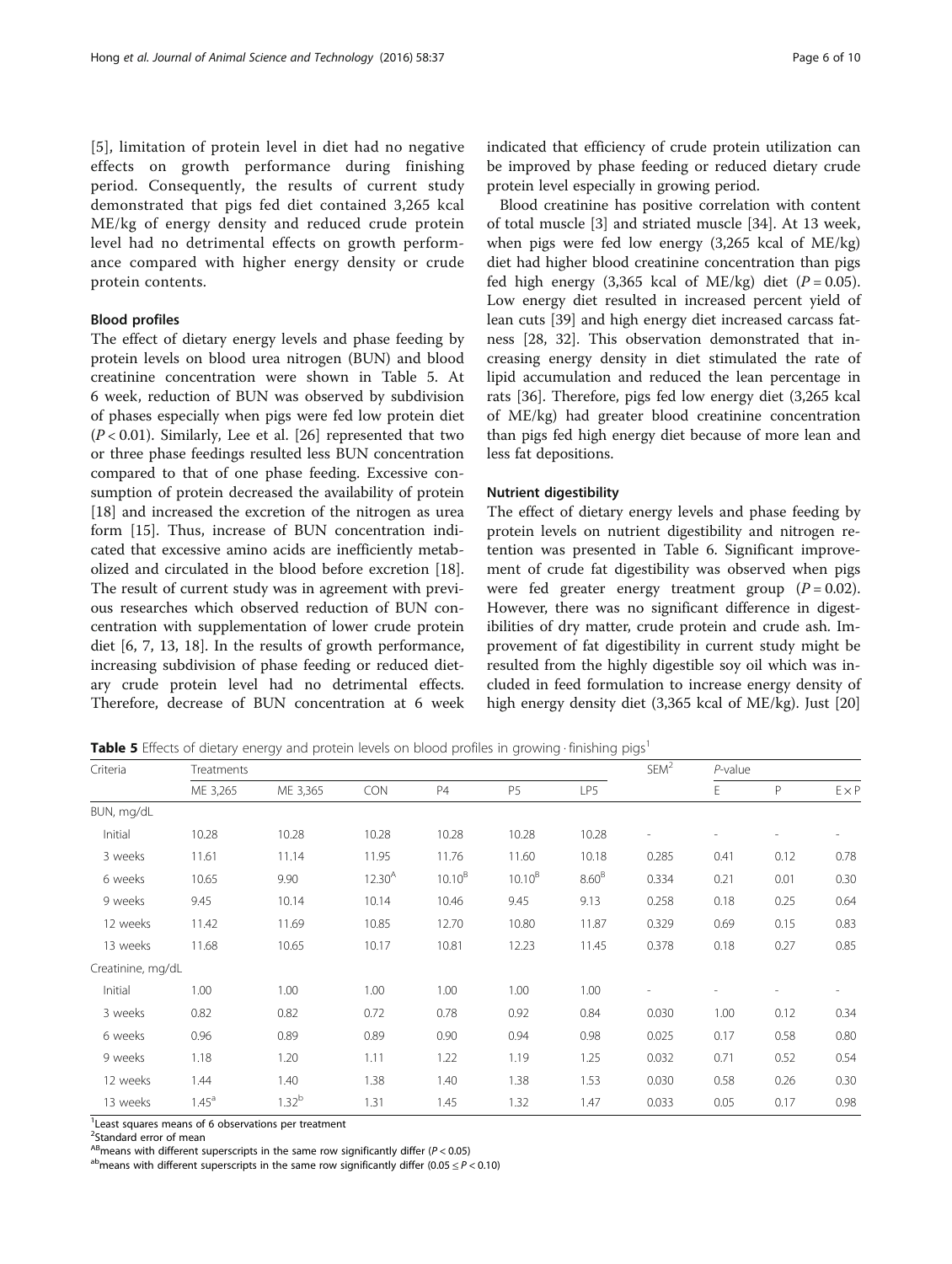[5], limitation of protein level in diet had no negative effects on growth performance during finishing period. Consequently, the results of current study demonstrated that pigs fed diet contained 3,265 kcal ME/kg of energy density and reduced crude protein level had no detrimental effects on growth performance compared with higher energy density or crude protein contents.

### Blood profiles

The effect of dietary energy levels and phase feeding by protein levels on blood urea nitrogen (BUN) and blood creatinine concentration were shown in Table 5. At 6 week, reduction of BUN was observed by subdivision of phases especially when pigs were fed low protein diet ($P < 0.01$). Similarly, Lee et al. [26] represented that two or three phase feedings resulted less BUN concentration compared to that of one phase feeding. Excessive consumption of protein decreased the availability of protein [18] and increased the excretion of the nitrogen as urea form [15]. Thus, increase of BUN concentration indicated that excessive amino acids are inefficiently metabolized and circulated in the blood before excretion [18]. The result of current study was in agreement with previous researches which observed reduction of BUN concentration with supplementation of lower crude protein diet [6, 7, 13, 18]. In the results of growth performance, increasing subdivision of phase feeding or reduced dietary crude protein level had no detrimental effects. Therefore, decrease of BUN concentration at 6 week indicated that efficiency of crude protein utilization can be improved by phase feeding or reduced dietary crude protein level especially in growing period.

Blood creatinine has positive correlation with content of total muscle [3] and striated muscle [34]. At 13 week, when pigs were fed low energy (3,265 kcal of ME/kg) diet had higher blood creatinine concentration than pigs fed high energy (3,365 kcal of ME/kg) diet ($P = 0.05$). Low energy diet resulted in increased percent yield of lean cuts [39] and high energy diet increased carcass fatness [28, 32]. This observation demonstrated that increasing energy density in diet stimulated the rate of lipid accumulation and reduced the lean percentage in rats [36]. Therefore, pigs fed low energy diet (3,265 kcal of ME/kg) had greater blood creatinine concentration than pigs fed high energy diet because of more lean and less fat depositions.

### Nutrient digestibility

The effect of dietary energy levels and phase feeding by protein levels on nutrient digestibility and nitrogen retention was presented in Table 6. Significant improvement of crude fat digestibility was observed when pigs were fed greater energy treatment group ($P = 0.02$). However, there was no significant difference in digestibilities of dry matter, crude protein and crude ash. Improvement of fat digestibility in current study might be resulted from the highly digestible soy oil which was included in feed formulation to increase energy density of high energy density diet (3,365 kcal of ME/kg). Just [20]

**Table 5** Effects of dietary energy and protein levels on blood profiles in growing · finishing pigs[1]

| Criteria | Treatments | | | | | | SEM[2] | *P*-value | | |
|---|---|---|---|---|---|---|---|---|---|---|
| | ME 3,265 | ME 3,365 | CON | P4 | P5 | LP5 | | E | P | E × P |
| BUN, mg/dL | | | | | | | | | | |
| Initial | 10.28 | 10.28 | 10.28 | 10.28 | 10.28 | 10.28 | - | - | - | - |
| 3 weeks | 11.61 | 11.14 | 11.95 | 11.76 | 11.60 | 10.18 | 0.285 | 0.41 | 0.12 | 0.78 |
| 6 weeks | 10.65 | 9.90 | 12.30[A] | 10.10[B] | 10.10[B] | 8.60[B] | 0.334 | 0.21 | 0.01 | 0.30 |
| 9 weeks | 9.45 | 10.14 | 10.14 | 10.46 | 9.45 | 9.13 | 0.258 | 0.18 | 0.25 | 0.64 |
| 12 weeks | 11.42 | 11.69 | 10.85 | 12.70 | 10.80 | 11.87 | 0.329 | 0.69 | 0.15 | 0.83 |
| 13 weeks | 11.68 | 10.65 | 10.17 | 10.81 | 12.23 | 11.45 | 0.378 | 0.18 | 0.27 | 0.85 |
| Creatinine, mg/dL | | | | | | | | | | |
| Initial | 1.00 | 1.00 | 1.00 | 1.00 | 1.00 | 1.00 | - | - | - | - |
| 3 weeks | 0.82 | 0.82 | 0.72 | 0.78 | 0.92 | 0.84 | 0.030 | 1.00 | 0.12 | 0.34 |
| 6 weeks | 0.96 | 0.89 | 0.89 | 0.90 | 0.94 | 0.98 | 0.025 | 0.17 | 0.58 | 0.80 |
| 9 weeks | 1.18 | 1.20 | 1.11 | 1.22 | 1.19 | 1.25 | 0.032 | 0.71 | 0.52 | 0.54 |
| 12 weeks | 1.44 | 1.40 | 1.38 | 1.40 | 1.38 | 1.53 | 0.030 | 0.58 | 0.26 | 0.30 |
| 13 weeks | 1.45[a] | 1.32[b] | 1.31 | 1.45 | 1.32 | 1.47 | 0.033 | 0.05 | 0.17 | 0.98 |

[1]Least squares means of 6 observations per treatment

[2]Standard error of mean

[AB]means with different superscripts in the same row significantly differ ($P < 0.05$)

[ab]means with different superscripts in the same row significantly differ ($0.05 \leq P < 0.10$)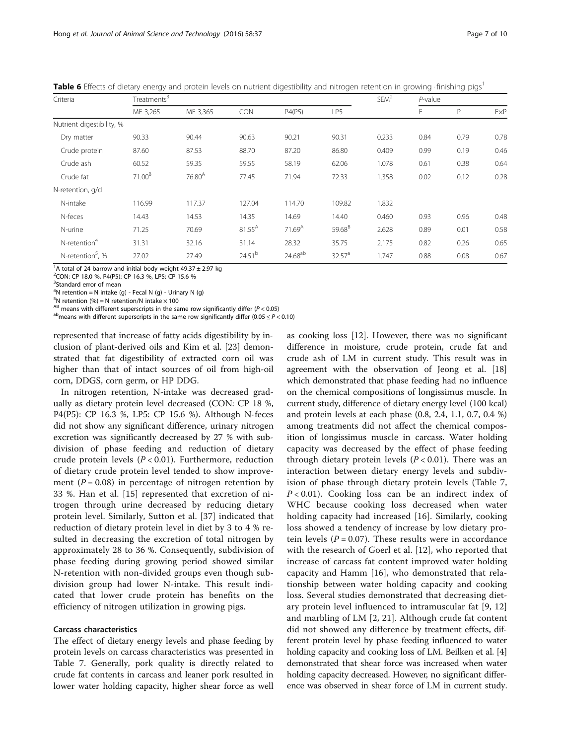**Table 6** Effects of dietary energy and protein levels on nutrient digestibility and nitrogen retention in growing·finishing pigs[1]

| Criteria | Treatments[3] | | | | | SEM[2] | *P*-value | | |
|---|---|---|---|---|---|---|---|---|---|
| | ME 3,265 | ME 3,365 | CON | P4(P5) | LP5 | | E | P | ExP |
| Nutrient digestibility, % | | | | | | | | | |
| Dry matter | 90.33 | 90.44 | 90.63 | 90.21 | 90.31 | 0.233 | 0.84 | 0.79 | 0.78 |
| Crude protein | 87.60 | 87.53 | 88.70 | 87.20 | 86.80 | 0.409 | 0.99 | 0.19 | 0.46 |
| Crude ash | 60.52 | 59.35 | 59.55 | 58.19 | 62.06 | 1.078 | 0.61 | 0.38 | 0.64 |
| Crude fat | 71.00[B] | 76.80[A] | 77.45 | 71.94 | 72.33 | 1.358 | 0.02 | 0.12 | 0.28 |
| N-retention, g/d | | | | | | | | | |
| N-intake | 116.99 | 117.37 | 127.04 | 114.70 | 109.82 | 1.832 | | | |
| N-feces | 14.43 | 14.53 | 14.35 | 14.69 | 14.40 | 0.460 | 0.93 | 0.96 | 0.48 |
| N-urine | 71.25 | 70.69 | 81.55[A] | 71.69[A] | 59.68[B] | 2.628 | 0.89 | 0.01 | 0.58 |
| N-retention[4] | 31.31 | 32.16 | 31.14 | 28.32 | 35.75 | 2.175 | 0.82 | 0.26 | 0.65 |
| N-retention[5], % | 27.02 | 27.49 | 24.51[b] | 24.68[ab] | 32.57[a] | 1.747 | 0.88 | 0.08 | 0.67 |

[1]A total of 24 barrow and initial body weight 49.37 ± 2.97 kg
[2]CON: CP 18.0 %, P4(P5): CP 16.3 %, LP5: CP 15.6 %
[3]Standard error of mean
[4]N retention = N intake (g) - Fecal N (g) - Urinary N (g)
[5]N retention (%) = N retention/N intake × 100
[AB] means with different superscripts in the same row significantly differ ($P < 0.05$)
[ab]means with different superscripts in the same row significantly differ ($0.05 \leq P < 0.10$)

represented that increase of fatty acids digestibility by inclusion of plant-derived oils and Kim et al. [23] demonstrated that fat digestibility of extracted corn oil was higher than that of intact sources of oil from high-oil corn, DDGS, corn germ, or HP DDG.

In nitrogen retention, N-intake was decreased gradually as dietary protein level decreased (CON: CP 18 %, P4(P5): CP 16.3 %, LP5: CP 15.6 %). Although N-feces did not show any significant difference, urinary nitrogen excretion was significantly decreased by 27 % with subdivision of phase feeding and reduction of dietary crude protein levels ($P < 0.01$). Furthermore, reduction of dietary crude protein level tended to show improvement ($P = 0.08$) in percentage of nitrogen retention by 33 %. Han et al. [15] represented that excretion of nitrogen through urine decreased by reducing dietary protein level. Similarly, Sutton et al. [37] indicated that reduction of dietary protein level in diet by 3 to 4 % resulted in decreasing the excretion of total nitrogen by approximately 28 to 36 %. Consequently, subdivision of phase feeding during growing period showed similar N-retention with non-divided groups even though subdivision group had lower N-intake. This result indicated that lower crude protein has benefits on the efficiency of nitrogen utilization in growing pigs.

### Carcass characteristics

The effect of dietary energy levels and phase feeding by protein levels on carcass characteristics was presented in Table 7. Generally, pork quality is directly related to crude fat contents in carcass and leaner pork resulted in lower water holding capacity, higher shear force as well as cooking loss [12]. However, there was no significant difference in moisture, crude protein, crude fat and crude ash of LM in current study. This result was in agreement with the observation of Jeong et al. [18] which demonstrated that phase feeding had no influence on the chemical compositions of longissimus muscle. In current study, difference of dietary energy level (100 kcal) and protein levels at each phase (0.8, 2.4, 1.1, 0.7, 0.4 %) among treatments did not affect the chemical composition of longissimus muscle in carcass. Water holding capacity was decreased by the effect of phase feeding through dietary protein levels ($P < 0.01$). There was an interaction between dietary energy levels and subdivision of phase through dietary protein levels (Table 7, $P < 0.01$). Cooking loss can be an indirect index of WHC because cooking loss decreased when water holding capacity had increased [16]. Similarly, cooking loss showed a tendency of increase by low dietary protein levels ($P = 0.07$). These results were in accordance with the research of Goerl et al. [12], who reported that increase of carcass fat content improved water holding capacity and Hamm [16], who demonstrated that relationship between water holding capacity and cooking loss. Several studies demonstrated that decreasing dietary protein level influenced to intramuscular fat [9, 12] and marbling of LM [2, 21]. Although crude fat content did not showed any difference by treatment effects, different protein level by phase feeding influenced to water holding capacity and cooking loss of LM. Beilken et al. [4] demonstrated that shear force was increased when water holding capacity decreased. However, no significant difference was observed in shear force of LM in current study.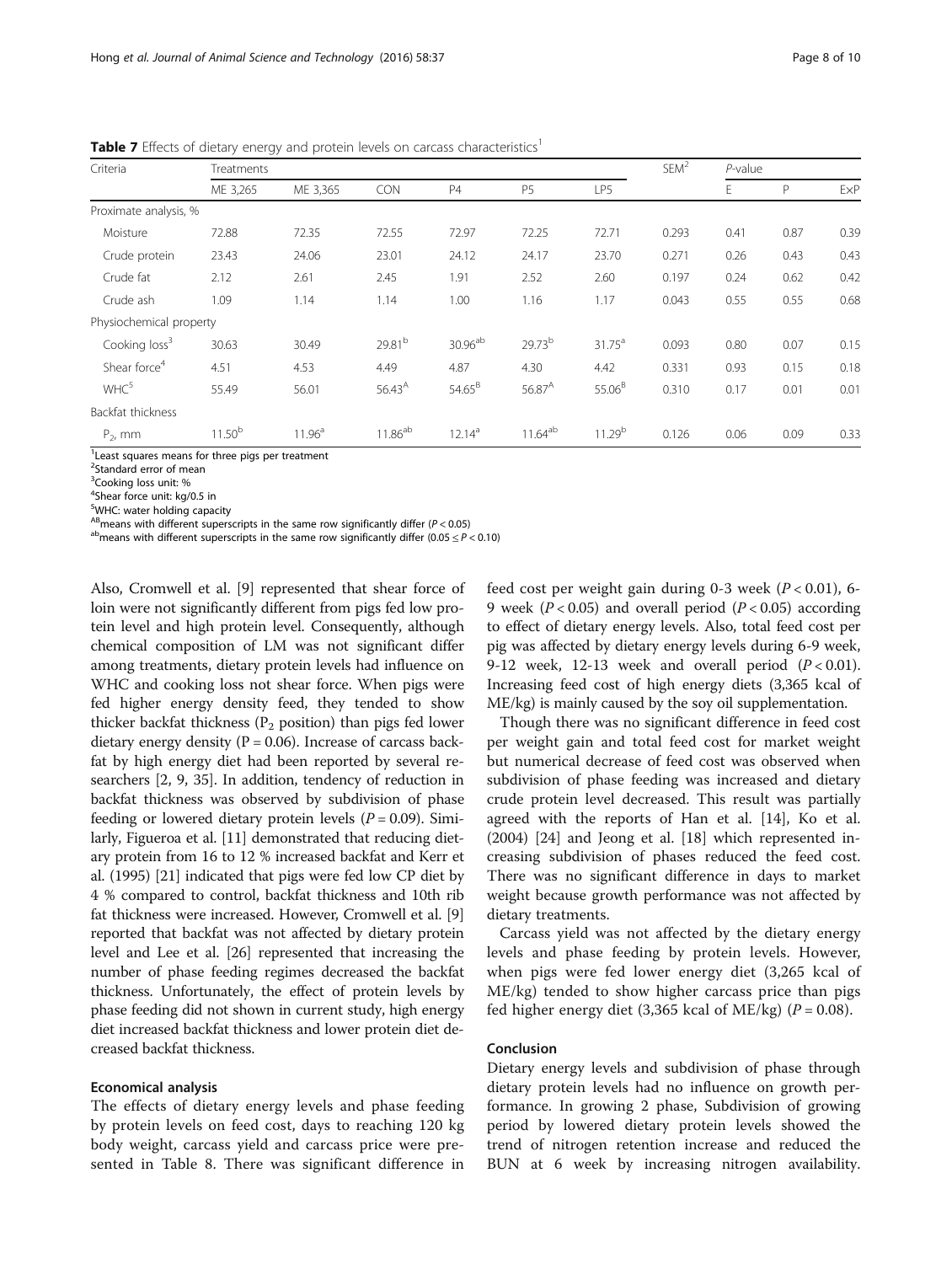**Table 7** Effects of dietary energy and protein levels on carcass characteristics[1]

| Criteria | Treatments | | | | | | SEM[2] | P-value | | |
|---|---|---|---|---|---|---|---|---|---|---|
| | ME 3,265 | ME 3,365 | CON | P4 | P5 | LP5 | | E | P | ExP |
| Proximate analysis, % | | | | | | | | | | |
| Moisture | 72.88 | 72.35 | 72.55 | 72.97 | 72.25 | 72.71 | 0.293 | 0.41 | 0.87 | 0.39 |
| Crude protein | 23.43 | 24.06 | 23.01 | 24.12 | 24.17 | 23.70 | 0.271 | 0.26 | 0.43 | 0.43 |
| Crude fat | 2.12 | 2.61 | 2.45 | 1.91 | 2.52 | 2.60 | 0.197 | 0.24 | 0.62 | 0.42 |
| Crude ash | 1.09 | 1.14 | 1.14 | 1.00 | 1.16 | 1.17 | 0.043 | 0.55 | 0.55 | 0.68 |
| Physiochemical property | | | | | | | | | | |
| Cooking loss[3] | 30.63 | 30.49 | 29.81[b] | 30.96[ab] | 29.73[b] | 31.75[a] | 0.093 | 0.80 | 0.07 | 0.15 |
| Shear force[4] | 4.51 | 4.53 | 4.49 | 4.87 | 4.30 | 4.42 | 0.331 | 0.93 | 0.15 | 0.18 |
| WHC[5] | 55.49 | 56.01 | 56.43[A] | 54.65[B] | 56.87[A] | 55.06[B] | 0.310 | 0.17 | 0.01 | 0.01 |
| Backfat thickness | | | | | | | | | | |
| $P_2$, mm | 11.50[b] | 11.96[a] | 11.86[ab] | 12.14[a] | 11.64[ab] | 11.29[b] | 0.126 | 0.06 | 0.09 | 0.33 |

[1]Least squares means for three pigs per treatment
[2]Standard error of mean
[3]Cooking loss unit: %
[4]Shear force unit: kg/0.5 in
[5]WHC: water holding capacity
[AB]means with different superscripts in the same row significantly differ ($P < 0.05$)
[ab]means with different superscripts in the same row significantly differ ($0.05 \leq P < 0.10$)

Also, Cromwell et al. [9] represented that shear force of loin were not significantly different from pigs fed low protein level and high protein level. Consequently, although chemical composition of LM was not significant differ among treatments, dietary protein levels had influence on WHC and cooking loss not shear force. When pigs were fed higher energy density feed, they tended to show thicker backfat thickness ($P_2$ position) than pigs fed lower dietary energy density (P = 0.06). Increase of carcass backfat by high energy diet had been reported by several researchers [2, 9, 35]. In addition, tendency of reduction in backfat thickness was observed by subdivision of phase feeding or lowered dietary protein levels ($P = 0.09$). Similarly, Figueroa et al. [11] demonstrated that reducing dietary protein from 16 to 12 % increased backfat and Kerr et al. (1995) [21] indicated that pigs were fed low CP diet by 4 % compared to control, backfat thickness and 10th rib fat thickness were increased. However, Cromwell et al. [9] reported that backfat was not affected by dietary protein level and Lee et al. [26] represented that increasing the number of phase feeding regimes decreased the backfat thickness. Unfortunately, the effect of protein levels by phase feeding did not shown in current study, high energy diet increased backfat thickness and lower protein diet decreased backfat thickness.

#### Economical analysis

The effects of dietary energy levels and phase feeding by protein levels on feed cost, days to reaching 120 kg body weight, carcass yield and carcass price were presented in Table 8. There was significant difference in feed cost per weight gain during 0-3 week ($P < 0.01$), 6-9 week ($P < 0.05$) and overall period ($P < 0.05$) according to effect of dietary energy levels. Also, total feed cost per pig was affected by dietary energy levels during 6-9 week, 9-12 week, 12-13 week and overall period ($P < 0.01$). Increasing feed cost of high energy diets (3,365 kcal of ME/kg) is mainly caused by the soy oil supplementation.

Though there was no significant difference in feed cost per weight gain and total feed cost for market weight but numerical decrease of feed cost was observed when subdivision of phase feeding was increased and dietary crude protein level decreased. This result was partially agreed with the reports of Han et al. [14], Ko et al. (2004) [24] and Jeong et al. [18] which represented increasing subdivision of phases reduced the feed cost. There was no significant difference in days to market weight because growth performance was not affected by dietary treatments.

Carcass yield was not affected by the dietary energy levels and phase feeding by protein levels. However, when pigs were fed lower energy diet (3,265 kcal of ME/kg) tended to show higher carcass price than pigs fed higher energy diet (3,365 kcal of ME/kg) ($P = 0.08$).

#### Conclusion

Dietary energy levels and subdivision of phase through dietary protein levels had no influence on growth performance. In growing 2 phase, Subdivision of growing period by lowered dietary protein levels showed the trend of nitrogen retention increase and reduced the BUN at 6 week by increasing nitrogen availability.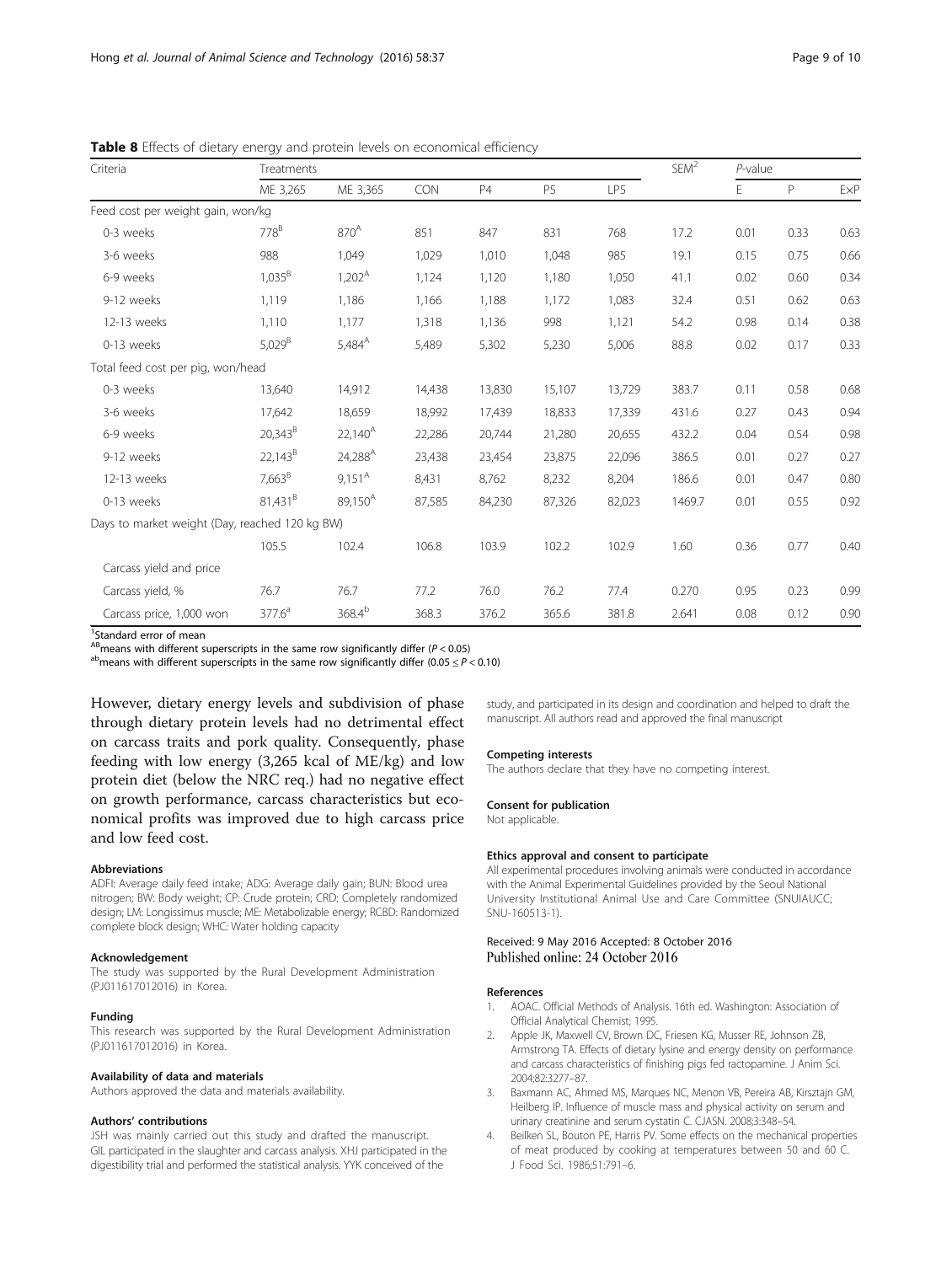**Table 8** Effects of dietary energy and protein levels on economical efficiency

| Criteria | Treatments | | | | | | SEM[2] | *P*-value | | |
|---|---|---|---|---|---|---|---|---|---|---|
| | ME 3,265 | ME 3,365 | CON | P4 | P5 | LP5 | | E | P | ExP |
| Feed cost per weight gain, won/kg | | | | | | | | | | |
| 0-3 weeks | 778[B] | 870[A] | 851 | 847 | 831 | 768 | 17.2 | 0.01 | 0.33 | 0.63 |
| 3-6 weeks | 988 | 1,049 | 1,029 | 1,010 | 1,048 | 985 | 19.1 | 0.15 | 0.75 | 0.66 |
| 6-9 weeks | 1,035[B] | 1,202[A] | 1,124 | 1,120 | 1,180 | 1,050 | 41.1 | 0.02 | 0.60 | 0.34 |
| 9-12 weeks | 1,119 | 1,186 | 1,166 | 1,188 | 1,172 | 1,083 | 32.4 | 0.51 | 0.62 | 0.63 |
| 12-13 weeks | 1,110 | 1,177 | 1,318 | 1,136 | 998 | 1,121 | 54.2 | 0.98 | 0.14 | 0.38 |
| 0-13 weeks | 5,029[B] | 5,484[A] | 5,489 | 5,302 | 5,230 | 5,006 | 88.8 | 0.02 | 0.17 | 0.33 |
| Total feed cost per pig, won/head | | | | | | | | | | |
| 0-3 weeks | 13,640 | 14,912 | 14,438 | 13,830 | 15,107 | 13,729 | 383.7 | 0.11 | 0.58 | 0.68 |
| 3-6 weeks | 17,642 | 18,659 | 18,992 | 17,439 | 18,833 | 17,339 | 431.6 | 0.27 | 0.43 | 0.94 |
| 6-9 weeks | 20,343[B] | 22,140[A] | 22,286 | 20,744 | 21,280 | 20,655 | 432.2 | 0.04 | 0.54 | 0.98 |
| 9-12 weeks | 22,143[B] | 24,288[A] | 23,438 | 23,454 | 23,875 | 22,096 | 386.5 | 0.01 | 0.27 | 0.27 |
| 12-13 weeks | 7,663[B] | 9,151[A] | 8,431 | 8,762 | 8,232 | 8,204 | 186.6 | 0.01 | 0.47 | 0.80 |
| 0-13 weeks | 81,431[B] | 89,150[A] | 87,585 | 84,230 | 87,326 | 82,023 | 1469.7 | 0.01 | 0.55 | 0.92 |
| Days to market weight (Day, reached 120 kg BW) | | | | | | | | | | |
| | 105.5 | 102.4 | 106.8 | 103.9 | 102.2 | 102.9 | 1.60 | 0.36 | 0.77 | 0.40 |
| Carcass yield and price | | | | | | | | | | |
| Carcass yield, % | 76.7 | 76.7 | 77.2 | 76.0 | 76.2 | 77.4 | 0.270 | 0.95 | 0.23 | 0.99 |
| Carcass price, 1,000 won | 377.6[a] | 368.4[b] | 368.3 | 376.2 | 365.6 | 381.8 | 2.641 | 0.08 | 0.12 | 0.90 |

[1]Standard error of mean
[AB]means with different superscripts in the same row significantly differ ($P < 0.05$)
[ab]means with different superscripts in the same row significantly differ ($0.05 \leq P < 0.10$)

However, dietary energy levels and subdivision of phase through dietary protein levels had no detrimental effect on carcass traits and pork quality. Consequently, phase feeding with low energy (3,265 kcal of ME/kg) and low protein diet (below the NRC req.) had no negative effect on growth performance, carcass characteristics but economical profits was improved due to high carcass price and low feed cost.

#### Abbreviations

ADFI: Average daily feed intake; ADG: Average daily gain; BUN: Blood urea nitrogen; BW: Body weight; CP: Crude protein; CRD: Completely randomized design; LM: Longissimus muscle; ME: Metabolizable energy; RCBD: Randomized complete block design; WHC: Water holding capacity

#### Acknowledgement

The study was supported by the Rural Development Administration (PJ011617012016) in Korea.

#### Funding

This research was supported by the Rural Development Administration (PJ011617012016) in Korea.

#### Availability of data and materials

Authors approved the data and materials availability.

#### Authors' contributions

JSH was mainly carried out this study and drafted the manuscript. GIL participated in the slaughter and carcass analysis. XHJ participated in the digestibility trial and performed the statistical analysis. YYK conceived of the study, and participated in its design and coordination and helped to draft the manuscript. All authors read and approved the final manuscript

#### Competing interests

The authors declare that they have no competing interest.

#### Consent for publication

Not applicable.

#### Ethics approval and consent to participate

All experimental procedures involving animals were conducted in accordance with the Animal Experimental Guidelines provided by the Seoul National University Institutional Animal Use and Care Committee (SNUIAUCC; SNU-160513-1).

Received: 9 May 2016 Accepted: 8 October 2016
Published online: 24 October 2016

#### References

1. AOAC. Official Methods of Analysis. 16th ed. Washington: Association of Official Analytical Chemist; 1995.
2. Apple JK, Maxwell CV, Brown DC, Friesen KG, Musser RE, Johnson ZB, Armstrong TA. Effects of dietary lysine and energy density on performance and carcass characteristics of finishing pigs fed ractopamine. J Anim Sci. 2004;82:3277–87.
3. Baxmann AC, Ahmed MS, Marques NC, Menon VB, Pereira AB, Kirsztajn GM, Heilberg IP. Influence of muscle mass and physical activity on serum and urinary creatinine and serum cystatin C. CJASN. 2008;3:348–54.
4. Beilken SL, Bouton PE, Harris PV. Some effects on the mechanical properties of meat produced by cooking at temperatures between 50 and 60 C. J Food Sci. 1986;51:791–6.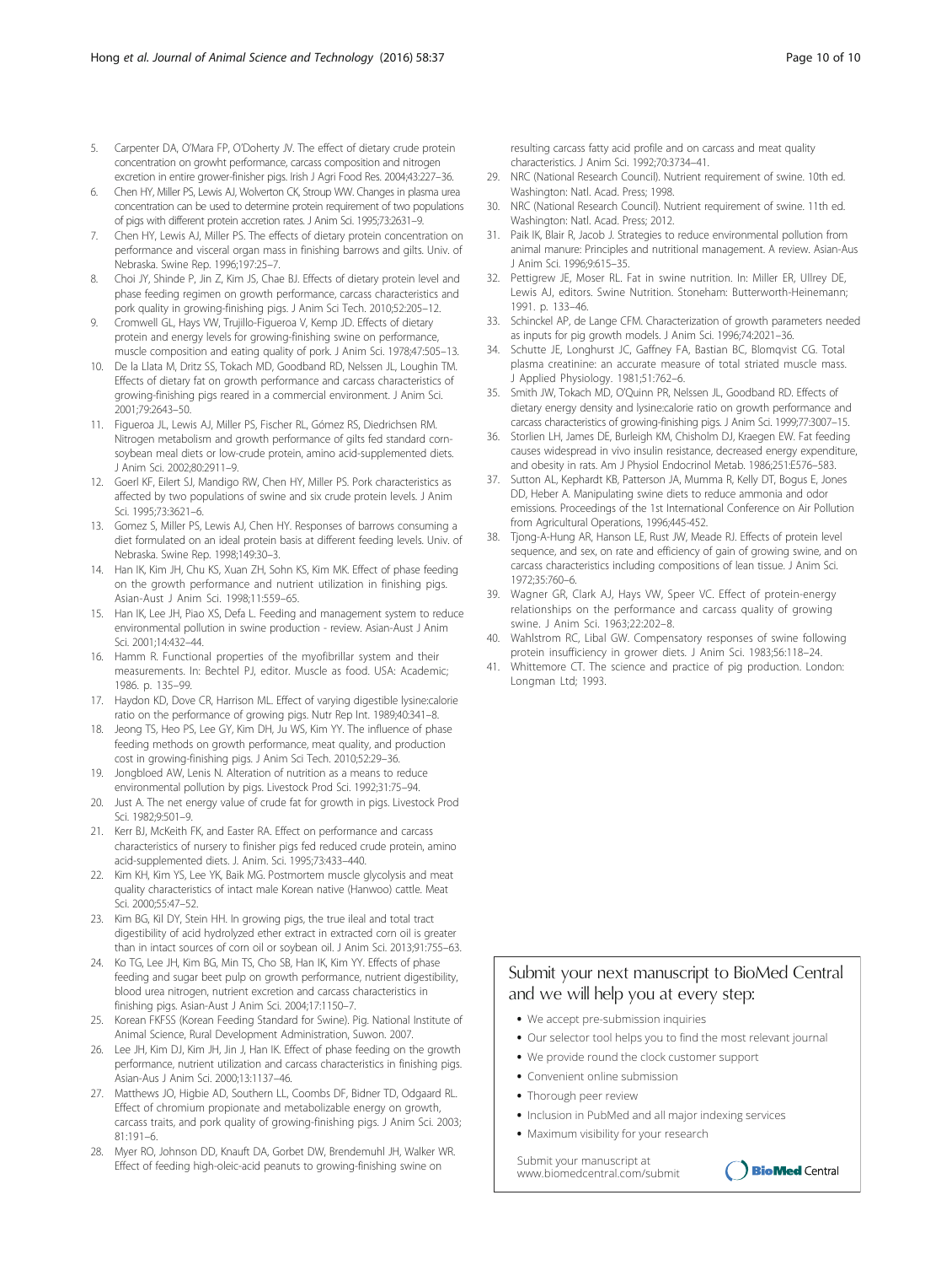5. Carpenter DA, O'Mara FP, O'Doherty JV. The effect of dietary crude protein concentration on growht performance, carcass composition and nitrogen excretion in entire grower-finisher pigs. Irish J Agri Food Res. 2004;43:227–36.
6. Chen HY, Miller PS, Lewis AJ, Wolverton CK, Stroup WW. Changes in plasma urea concentration can be used to determine protein requirement of two populations of pigs with different protein accretion rates. J Anim Sci. 1995;73:2631–9.
7. Chen HY, Lewis AJ, Miller PS. The effects of dietary protein concentration on performance and visceral organ mass in finishing barrows and gilts. Univ. of Nebraska. Swine Rep. 1996;197:25–7.
8. Choi JY, Shinde P, Jin Z, Kim JS, Chae BJ. Effects of dietary protein level and phase feeding regimen on growth performance, carcass characteristics and pork quality in growing-finishing pigs. J Anim Sci Tech. 2010;52:205–12.
9. Cromwell GL, Hays VW, Trujillo-Figueroa V, Kemp JD. Effects of dietary protein and energy levels for growing-finishing swine on performance, muscle composition and eating quality of pork. J Anim Sci. 1978;47:505–13.
10. De la Llata M, Dritz SS, Tokach MD, Goodband RD, Nelssen JL, Loughin TM. Effects of dietary fat on growth performance and carcass characteristics of growing-finishing pigs reared in a commercial environment. J Anim Sci. 2001;79:2643–50.
11. Figueroa JL, Lewis AJ, Miller PS, Fischer RL, Gómez RS, Diedrichsen RM. Nitrogen metabolism and growth performance of gilts fed standard corn-soybean meal diets or low-crude protein, amino acid-supplemented diets. J Anim Sci. 2002;80:2911–9.
12. Goerl KF, Eilert SJ, Mandigo RW, Chen HY, Miller PS. Pork characteristics as affected by two populations of swine and six crude protein levels. J Anim Sci. 1995;73:3621–6.
13. Gomez S, Miller PS, Lewis AJ, Chen HY. Responses of barrows consuming a diet formulated on an ideal protein basis at different feeding levels. Univ. of Nebraska. Swine Rep. 1998;149:30–3.
14. Han IK, Kim JH, Chu KS, Xuan ZH, Sohn KS, Kim MK. Effect of phase feeding on the growth performance and nutrient utilization in finishing pigs. Asian-Aust J Anim Sci. 1998;11:559–65.
15. Han IK, Lee JH, Piao XS, Defa L. Feeding and management system to reduce environmental pollution in swine production - review. Asian-Aust J Anim Sci. 2001;14:432–44.
16. Hamm R. Functional properties of the myofibrillar system and their measurements. In: Bechtel PJ, editor. Muscle as food. USA: Academic; 1986. p. 135–99.
17. Haydon KD, Dove CR, Harrison ML. Effect of varying digestible lysine:calorie ratio on the performance of growing pigs. Nutr Rep Int. 1989;40:341–8.
18. Jeong TS, Heo PS, Lee GY, Kim DH, Ju WS, Kim YY. The influence of phase feeding methods on growth performance, meat quality, and production cost in growing-finishing pigs. J Anim Sci Tech. 2010;52:29–36.
19. Jongbloed AW, Lenis N. Alteration of nutrition as a means to reduce environmental pollution by pigs. Livestock Prod Sci. 1992;31:75–94.
20. Just A. The net energy value of crude fat for growth in pigs. Livestock Prod Sci. 1982;9:501–9.
21. Kerr BJ, McKeith FK, and Easter RA. Effect on performance and carcass characteristics of nursery to finisher pigs fed reduced crude protein, amino acid-supplemented diets. J. Anim. Sci. 1995;73:433–440.
22. Kim KH, Kim YS, Lee YK, Baik MG. Postmortem muscle glycolysis and meat quality characteristics of intact male Korean native (Hanwoo) cattle. Meat Sci. 2000;55:47–52.
23. Kim BG, Kil DY, Stein HH. In growing pigs, the true ileal and total tract digestibility of acid hydrolyzed ether extract in extracted corn oil is greater than in intact sources of corn oil or soybean oil. J Anim Sci. 2013;91:755–63.
24. Ko TG, Lee JH, Kim BG, Min TS, Cho SB, Han IK, Kim YY. Effects of phase feeding and sugar beet pulp on growth performance, nutrient digestibility, blood urea nitrogen, nutrient excretion and carcass characteristics in finishing pigs. Asian-Aust J Anim Sci. 2004;17:1150–7.
25. Korean FKFSS (Korean Feeding Standard for Swine). Pig. National Institute of Animal Science, Rural Development Administration, Suwon. 2007.
26. Lee JH, Kim DJ, Kim JH, Jin J, Han IK. Effect of phase feeding on the growth performance, nutrient utilization and carcass characteristics in finishing pigs. Asian-Aus J Anim Sci. 2000;13:1137–46.
27. Matthews JO, Higbie AD, Southern LL, Coombs DF, Bidner TD, Odgaard RL. Effect of chromium propionate and metabolizable energy on growth, carcass traits, and pork quality of growing-finishing pigs. J Anim Sci. 2003; 81:191–6.
28. Myer RO, Johnson DD, Knauft DA, Gorbet DW, Brendemuhl JH, Walker WR. Effect of feeding high-oleic-acid peanuts to growing-finishing swine on resulting carcass fatty acid profile and on carcass and meat quality characteristics. J Anim Sci. 1992;70:3734–41.
29. NRC (National Research Council). Nutrient requirement of swine. 10th ed. Washington: Natl. Acad. Press; 1998.
30. NRC (National Research Council). Nutrient requirement of swine. 11th ed. Washington: Natl. Acad. Press; 2012.
31. Paik IK, Blair R, Jacob J. Strategies to reduce environmental pollution from animal manure: Principles and nutritional management. A review. Asian-Aus J Anim Sci. 1996;9:615–35.
32. Pettigrew JE, Moser RL. Fat in swine nutrition. In: Miller ER, Ullrey DE, Lewis AJ, editors. Swine Nutrition. Stoneham: Butterworth-Heinemann; 1991. p. 133–46.
33. Schinckel AP, de Lange CFM. Characterization of growth parameters needed as inputs for pig growth models. J Anim Sci. 1996;74:2021–36.
34. Schutte JE, Longhurst JC, Gaffney FA, Bastian BC, Blomqvist CG. Total plasma creatinine: an accurate measure of total striated muscle mass. J Applied Physiology. 1981;51:762–6.
35. Smith JW, Tokach MD, O'Quinn PR, Nelssen JL, Goodband RD. Effects of dietary energy density and lysine:calorie ratio on growth performance and carcass characteristics of growing-finishing pigs. J Anim Sci. 1999;77:3007–15.
36. Storlien LH, James DE, Burleigh KM, Chisholm DJ, Kraegen EW. Fat feeding causes widespread in vivo insulin resistance, decreased energy expenditure, and obesity in rats. Am J Physiol Endocrinol Metab. 1986;251:E576–583.
37. Sutton AL, Kephardt KB, Patterson JA, Mumma R, Kelly DT, Bogus E, Jones DD, Heber A. Manipulating swine diets to reduce ammonia and odor emissions. Proceedings of the 1st International Conference on Air Pollution from Agricultural Operations, 1996;445-452.
38. Tjong-A-Hung AR, Hanson LE, Rust JW, Meade RJ. Effects of protein level sequence, and sex, on rate and efficiency of gain of growing swine, and on carcass characteristics including compositions of lean tissue. J Anim Sci. 1972;35:760–6.
39. Wagner GR, Clark AJ, Hays VW, Speer VC. Effect of protein-energy relationships on the performance and carcass quality of growing swine. J Anim Sci. 1963;22:202–8.
40. Wahlstrom RC, Libal GW. Compensatory responses of swine following protein insufficiency in grower diets. J Anim Sci. 1983;56:118–24.
41. Whittemore CT. The science and practice of pig production. London: Longman Ltd; 1993.

## Submit your next manuscript to BioMed Central and we will help you at every step:

- We accept pre-submission inquiries
- Our selector tool helps you to find the most relevant journal
- We provide round the clock customer support
- Convenient online submission
- Thorough peer review
- Inclusion in PubMed and all major indexing services
- Maximum visibility for your research

Submit your manuscript at
www.biomedcentral.com/submit

BioMed Central